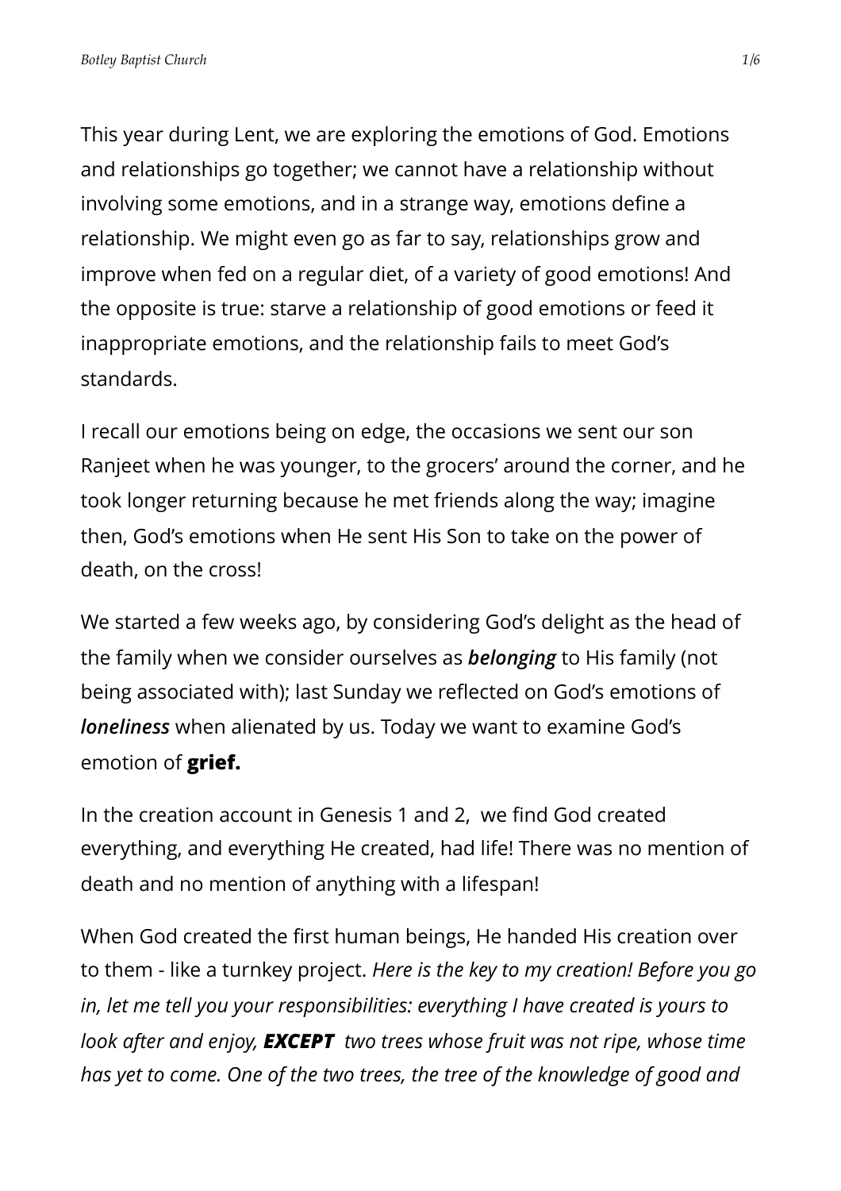This year during Lent, we are exploring the emotions of God. Emotions and relationships go together; we cannot have a relationship without involving some emotions, and in a strange way, emotions define a relationship. We might even go as far to say, relationships grow and improve when fed on a regular diet, of a variety of good emotions! And the opposite is true: starve a relationship of good emotions or feed it inappropriate emotions, and the relationship fails to meet God's standards.

I recall our emotions being on edge, the occasions we sent our son Ranjeet when he was younger, to the grocers' around the corner, and he took longer returning because he met friends along the way; imagine then, God's emotions when He sent His Son to take on the power of death, on the cross!

We started a few weeks ago, by considering God's delight as the head of the family when we consider ourselves as ***belonging*** to His family (not being associated with); last Sunday we reflected on God's emotions of ***loneliness*** when alienated by us. Today we want to examine God's emotion of **grief.**

In the creation account in Genesis 1 and 2, we find God created everything, and everything He created, had life! There was no mention of death and no mention of anything with a lifespan!

When God created the first human beings, He handed His creation over to them - like a turnkey project. *Here is the key to my creation! Before you go in, let me tell you your responsibilities: everything I have created is yours to look after and enjoy, **EXCEPT** two trees whose fruit was not ripe, whose time has yet to come. One of the two trees, the tree of the knowledge of good and*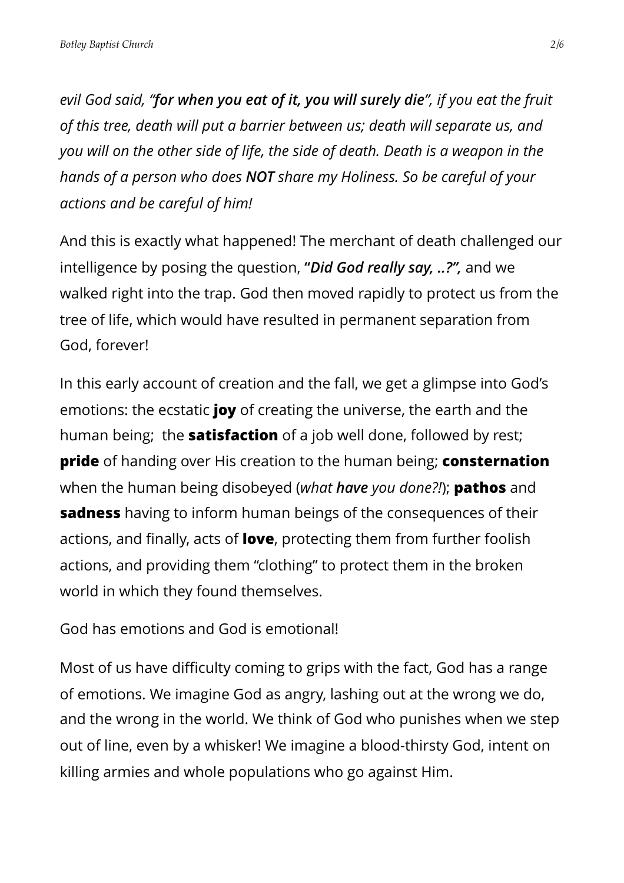*evil God said, "**for when you eat of it, you will surely die**", if you eat the fruit of this tree, death will put a barrier between us; death will separate us, and you will on the other side of life, the side of death. Death is a weapon in the hands of a person who does **NOT** share my Holiness. So be careful of your actions and be careful of him!*

And this is exactly what happened! The merchant of death challenged our intelligence by posing the question, **"*Did God really say, ..?",*** and we walked right into the trap. God then moved rapidly to protect us from the tree of life, which would have resulted in permanent separation from God, forever!

In this early account of creation and the fall, we get a glimpse into God's emotions: the ecstatic **joy** of creating the universe, the earth and the human being; the **satisfaction** of a job well done, followed by rest; **pride** of handing over His creation to the human being; **consternation** when the human being disobeyed (*what **have** you done?!*); **pathos** and **sadness** having to inform human beings of the consequences of their actions, and finally, acts of **love**, protecting them from further foolish actions, and providing them "clothing" to protect them in the broken world in which they found themselves.

God has emotions and God is emotional!

Most of us have difficulty coming to grips with the fact, God has a range of emotions. We imagine God as angry, lashing out at the wrong we do, and the wrong in the world. We think of God who punishes when we step out of line, even by a whisker! We imagine a blood-thirsty God, intent on killing armies and whole populations who go against Him.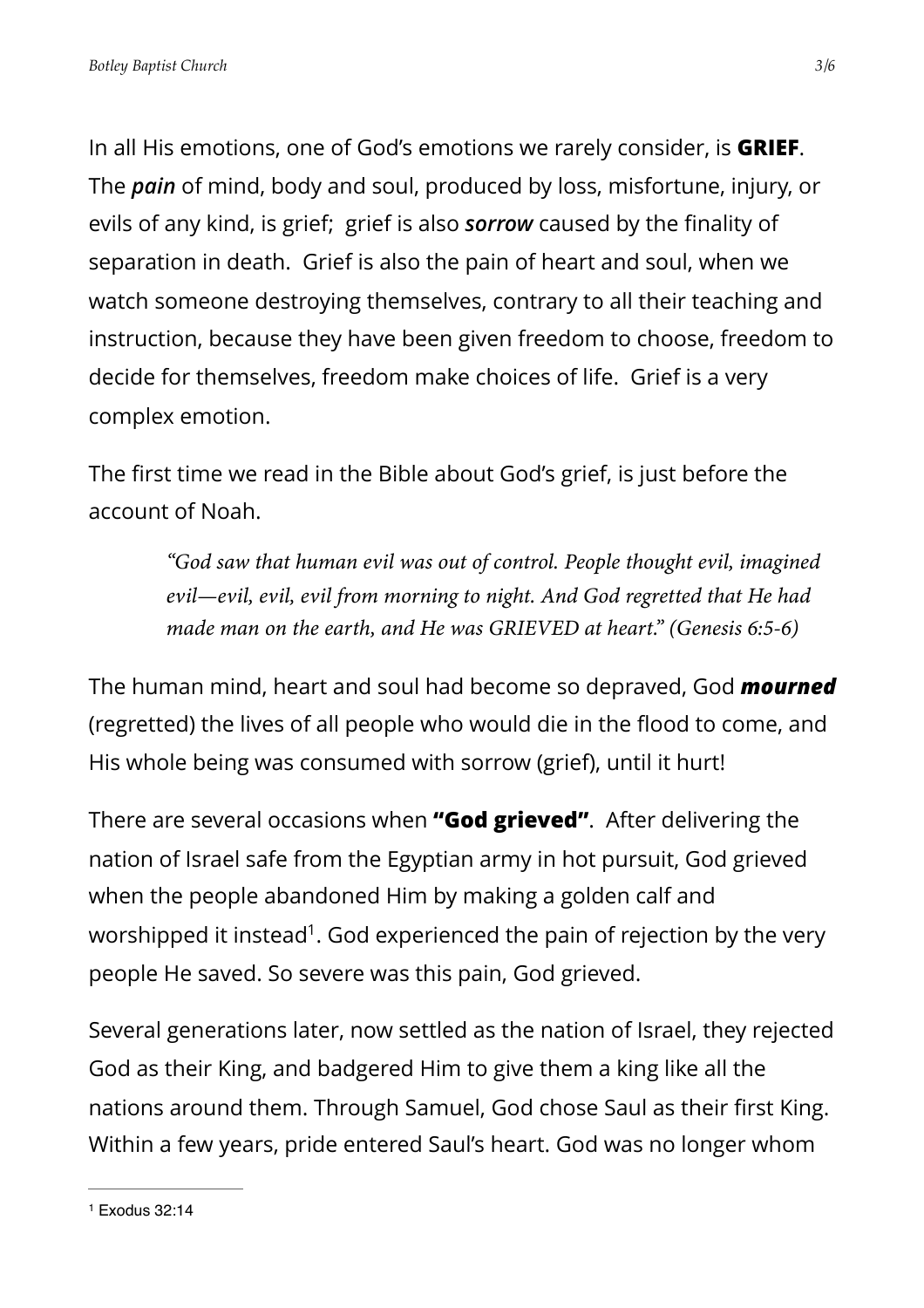In all His emotions, one of God's emotions we rarely consider, is **GRIEF**. The ***pain*** of mind, body and soul, produced by loss, misfortune, injury, or evils of any kind, is grief; grief is also ***sorrow*** caused by the finality of separation in death. Grief is also the pain of heart and soul, when we watch someone destroying themselves, contrary to all their teaching and instruction, because they have been given freedom to choose, freedom to decide for themselves, freedom make choices of life. Grief is a very complex emotion.

The first time we read in the Bible about God's grief, is just before the account of Noah.

> *"God saw that human evil was out of control. People thought evil, imagined evil—evil, evil, evil from morning to night. And God regretted that He had made man on the earth, and He was GRIEVED at heart." (Genesis 6:5-6)*

The human mind, heart and soul had become so depraved, God ***mourned*** (regretted) the lives of all people who would die in the flood to come, and His whole being was consumed with sorrow (grief), until it hurt!

There are several occasions when **"God grieved"**. After delivering the nation of Israel safe from the Egyptian army in hot pursuit, God grieved when the people abandoned Him by making a golden calf and worshipped it instead[1]. God experienced the pain of rejection by the very people He saved. So severe was this pain, God grieved.

Several generations later, now settled as the nation of Israel, they rejected God as their King, and badgered Him to give them a king like all the nations around them. Through Samuel, God chose Saul as their first King. Within a few years, pride entered Saul's heart. God was no longer whom

---

[1] Exodus 32:14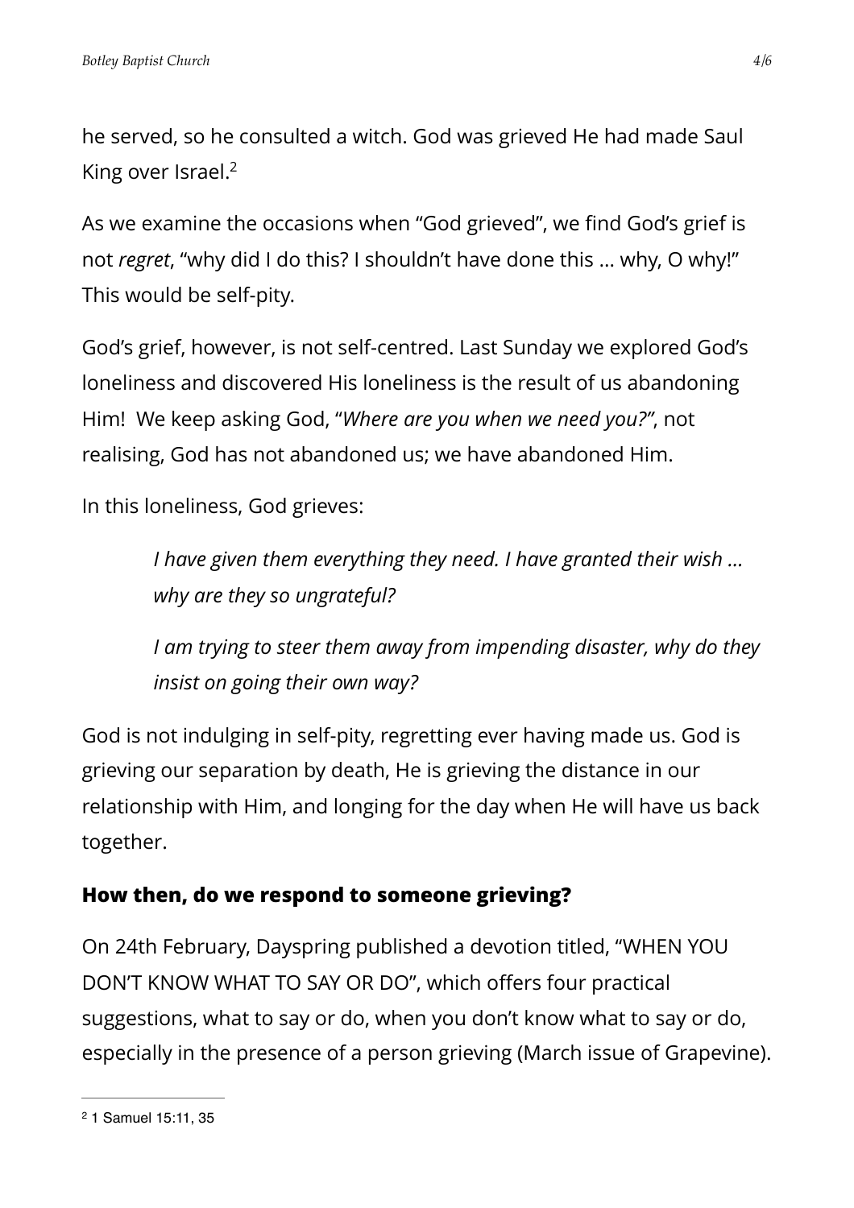he served, so he consulted a witch. God was grieved He had made Saul King over Israel.[2]

As we examine the occasions when "God grieved", we find God's grief is not *regret*, "why did I do this? I shouldn't have done this … why, O why!" This would be self-pity.

God's grief, however, is not self-centred. Last Sunday we explored God's loneliness and discovered His loneliness is the result of us abandoning Him!  We keep asking God, "*Where are you when we need you?*", not realising, God has not abandoned us; we have abandoned Him.

In this loneliness, God grieves:

> *I have given them everything they need. I have granted their wish … why are they so ungrateful?*
>
> *I am trying to steer them away from impending disaster, why do they insist on going their own way?*

God is not indulging in self-pity, regretting ever having made us. God is grieving our separation by death, He is grieving the distance in our relationship with Him, and longing for the day when He will have us back together.

### How then, do we respond to someone grieving?

On 24th February, Dayspring published a devotion titled, "WHEN YOU DON'T KNOW WHAT TO SAY OR DO", which offers four practical suggestions, what to say or do, when you don't know what to say or do, especially in the presence of a person grieving (March issue of Grapevine).

---

[2] 1 Samuel 15:11, 35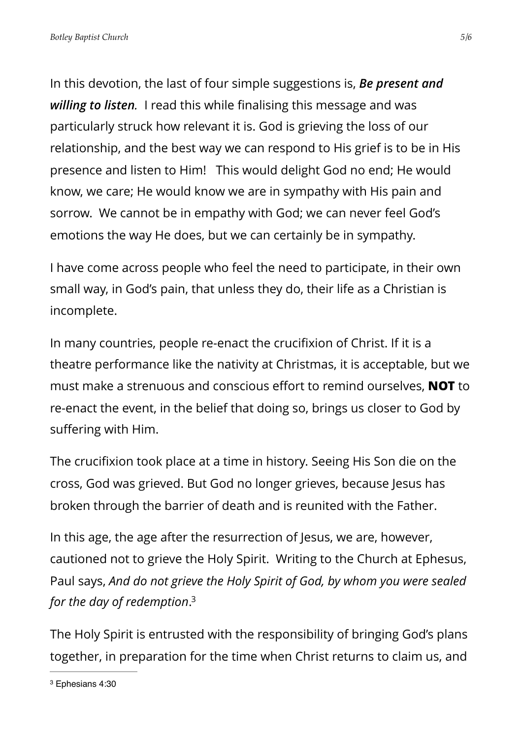In this devotion, the last of four simple suggestions is, ***Be present and willing to listen.*** I read this while finalising this message and was particularly struck how relevant it is. God is grieving the loss of our relationship, and the best way we can respond to His grief is to be in His presence and listen to Him! This would delight God no end; He would know, we care; He would know we are in sympathy with His pain and sorrow. We cannot be in empathy with God; we can never feel God's emotions the way He does, but we can certainly be in sympathy.

I have come across people who feel the need to participate, in their own small way, in God's pain, that unless they do, their life as a Christian is incomplete.

In many countries, people re-enact the crucifixion of Christ. If it is a theatre performance like the nativity at Christmas, it is acceptable, but we must make a strenuous and conscious effort to remind ourselves, **NOT** to re-enact the event, in the belief that doing so, brings us closer to God by suffering with Him.

The crucifixion took place at a time in history. Seeing His Son die on the cross, God was grieved. But God no longer grieves, because Jesus has broken through the barrier of death and is reunited with the Father.

In this age, the age after the resurrection of Jesus, we are, however, cautioned not to grieve the Holy Spirit. Writing to the Church at Ephesus, Paul says, *And do not grieve the Holy Spirit of God, by whom you were sealed for the day of redemption*.[3]

The Holy Spirit is entrusted with the responsibility of bringing God's plans together, in preparation for the time when Christ returns to claim us, and

---

[3] Ephesians 4:30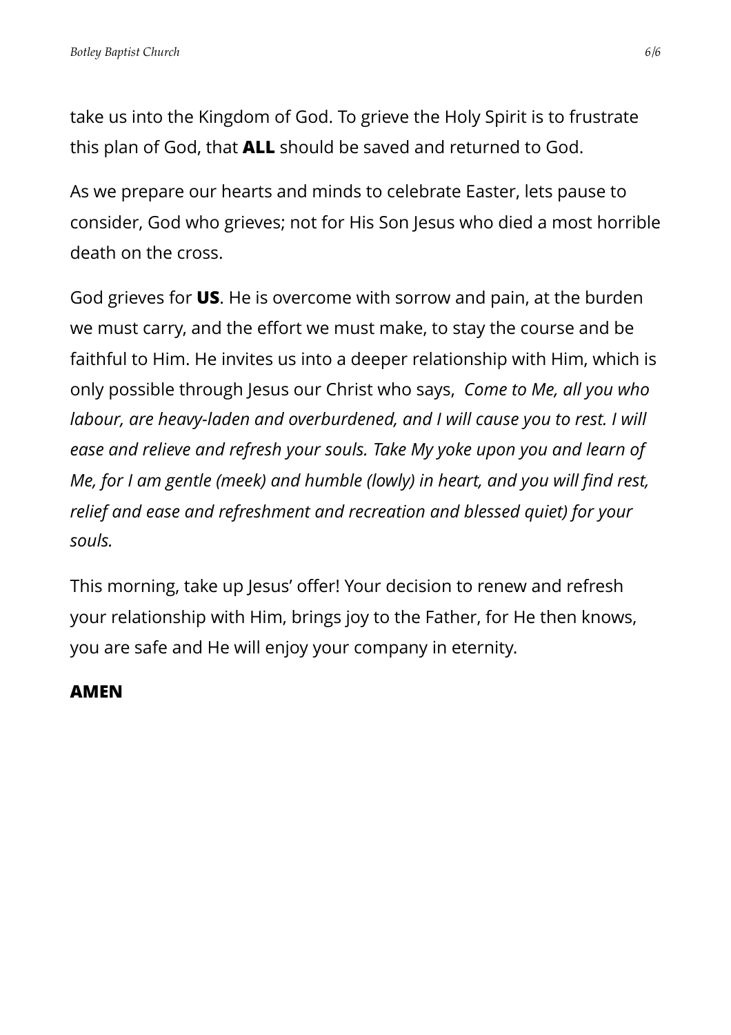take us into the Kingdom of God. To grieve the Holy Spirit is to frustrate this plan of God, that **ALL** should be saved and returned to God.

As we prepare our hearts and minds to celebrate Easter, lets pause to consider, God who grieves; not for His Son Jesus who died a most horrible death on the cross.

God grieves for **US**. He is overcome with sorrow and pain, at the burden we must carry, and the effort we must make, to stay the course and be faithful to Him. He invites us into a deeper relationship with Him, which is only possible through Jesus our Christ who says, *Come to Me, all you who labour, are heavy-laden and overburdened, and I will cause you to rest. I will ease and relieve and refresh your souls. Take My yoke upon you and learn of Me, for I am gentle (meek) and humble (lowly) in heart, and you will find rest, relief and ease and refreshment and recreation and blessed quiet) for your souls.*

This morning, take up Jesus' offer! Your decision to renew and refresh your relationship with Him, brings joy to the Father, for He then knows, you are safe and He will enjoy your company in eternity.

**AMEN**